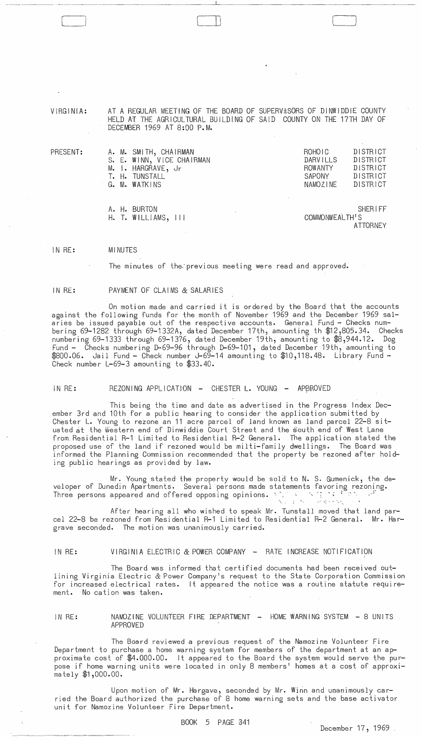VIRGINIA: AT A REGULAR MEETING OF THE BOARD OF SUPERVISORS OF DINWIDDIE COUNTY HELD AT THE AGRICULTURAL BUILDING OF SAID COUNTY ON THE 17TH DAY OF DECEMBER 1969 AT 8:00 P.M.

PRESENT:

| | |
|---|---|
| A. M. SMITH, CHAIRMAN | ROHOIC DISTRICT |
| S. E. WINN, VICE CHAIRMAN | DARVILLS DISTRICT |
| M. I. HARGRAVE, Jr | ROWANTY DISTRICT |
| T. H. TUNSTALL | SAPONY DISTRICT |
| G. M. WATKINS | NAMOZINE DISTRICT |
| A. H. BURTON | SHERIFF |
| H. T. WILLIAMS, III | COMMONWEALTH'S ATTORNEY |

IN RE: MINUTES

The minutes of the previous meeting were read and approved.

IN RE: PAYMENT OF CLAIMS & SALARIES

On motion made and carried it is ordered by the Board that the accounts against the following funds for the month of November 1969 and the December 1969 salaries be issued payable out of the respective accounts. General Fund - Checks numbering 69-1282 through 69-1332A, dated December 17th, amounting th $12,805.34. Checks numbering 69-1333 through 69-1376, dated December 19th, amounting to $8,944.12. Dog Fund - Checks numbering D-69-96 through D-69-101, dated December 19th, amounting to $800.06. Jail Fund - Check number J-69-14 amounting to $10,118.48. Library Fund - Check number L-69-3 amounting to $33.40.

IN RE: REZONING APPLICATION - CHESTER L. YOUNG - APPROVED

This being the time and date as advertised in the Progress Index December 3rd and 10th for a public hearing to consider the application submitted by Chester L. Young to rezone an 11 acre parcel of land known as land parcel 22-8 situated at the western end of Dinwiddie Court Street and the south end of West Lane from Residential R-1 Limited to Residential R-2 General. The application stated the proposed use of the land if rezoned would be milti-family dwellings. The Board was informed the Planning Commission recommended that the property be rezoned after holding public hearings as provided by law.

Mr. Young stated the property would be sold to N. S. Gumenick, the developer of Dunedin Apartments. Several persons made statements favoring rezoning. Three persons appeared and offered opposing opinions.

After hearing all who wished to speak Mr. Tunstall moved that land parcel 22-8 be rezoned from Residential R-1 Limited to Residential R-2 General. Mr. Hargrave seconded. The motion was unanimously carried.

IN RE: VIRGINIA ELECTRIC & POWER COMPANY - RATE INCREASE NOTIFICATION

The Board was informed that certified documents had been received outlining Virginia Electric & Power Company's request to the State Corporation Commission for increased electrical rates. It appeared the notice was a routine statute requirement. No cation was taken.

IN RE: NAMOZINE VOLUNTEER FIRE DEPARTMENT - HOME WARNING SYSTEM - 8 UNITS APPROVED

The Board reviewed a previous request of the Namozine Volunteer Fire Department to purchase a home warning system for members of the department at an approximate cost of $4.000.00. It appeared to the Board the system would serve the purpose if home warning units were located in only 8 members' homes at a cost of approximately $1,000.00.

Upon motion of Mr. Hargave, seconded by Mr. Winn and unanimously carried the Board authorized the purchase of 8 home warning sets and the base activator unit for Namozine Volunteer Fire Department.

BOOK 5 PAGE 341

December 17, 1969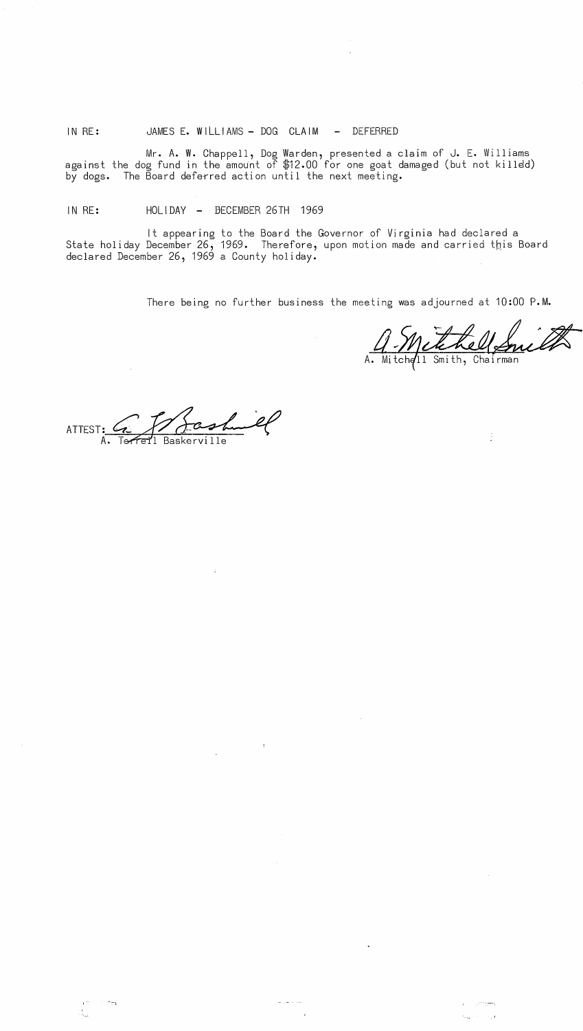IN RE: JAMES E. WILLIAMS - DOG CLAIM - DEFERRED

Mr. A. W. Chappell, Dog Warden, presented a claim of J. E. Williams against the dog fund in the amount of $12.00 for one goat damaged (but not killed) by dogs. The Board deferred action until the next meeting.

IN RE: HOLIDAY - DECEMBER 26TH 1969

It appearing to the Board the Governor of Virginia had declared a State holiday December 26, 1969. Therefore, upon motion made and carried this Board declared December 26, 1969 a County holiday.

There being no further business the meeting was adjourned at 10:00 P.M.

A. Mitchell Smith, Chairman

ATTEST: A. Terrell Baskerville